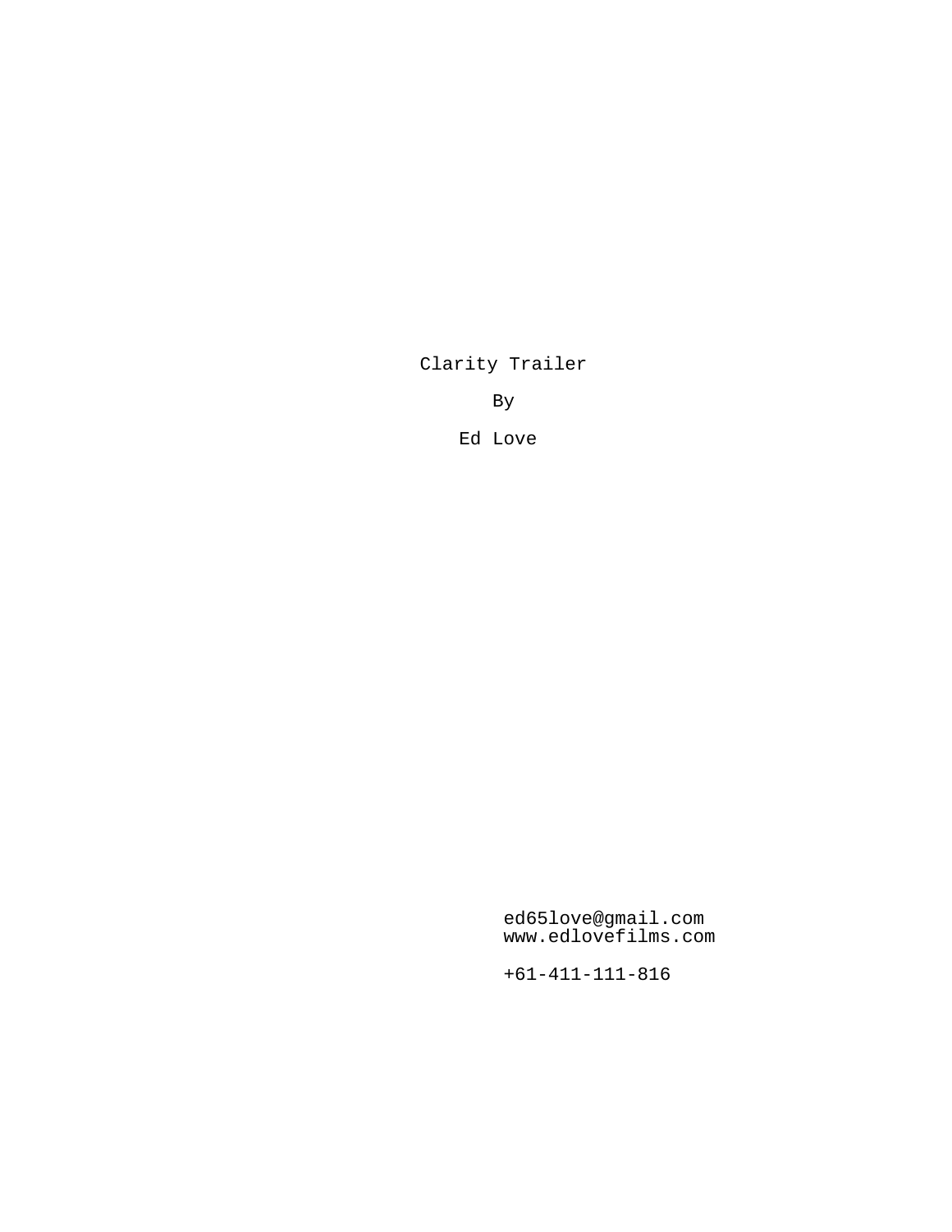# Clarity Trailer

By

Ed Love

ed65love@gmail.com
www.edlovefilms.com

+61-411-111-816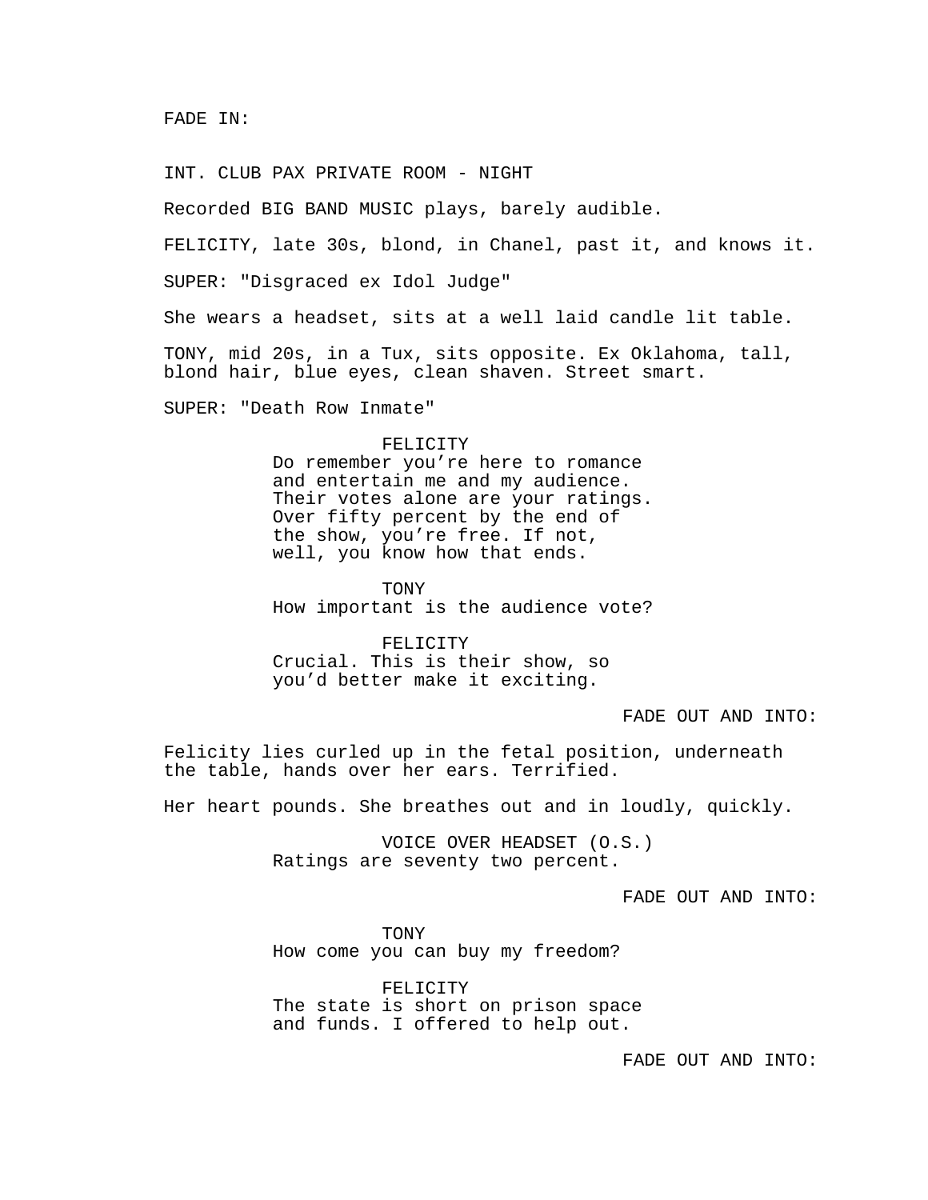FADE IN:

INT. CLUB PAX PRIVATE ROOM - NIGHT

Recorded BIG BAND MUSIC plays, barely audible.

FELICITY, late 30s, blond, in Chanel, past it, and knows it.

SUPER: "Disgraced ex Idol Judge"

She wears a headset, sits at a well laid candle lit table.

TONY, mid 20s, in a Tux, sits opposite. Ex Oklahoma, tall, blond hair, blue eyes, clean shaven. Street smart.

SUPER: "Death Row Inmate"

FELICITY
Do remember you're here to romance and entertain me and my audience. Their votes alone are your ratings. Over fifty percent by the end of the show, you're free. If not, well, you know how that ends.

TONY
How important is the audience vote?

FELICITY
Crucial. This is their show, so you'd better make it exciting.

FADE OUT AND INTO:

Felicity lies curled up in the fetal position, underneath the table, hands over her ears. Terrified.

Her heart pounds. She breathes out and in loudly, quickly.

VOICE OVER HEADSET (O.S.)
Ratings are seventy two percent.

FADE OUT AND INTO:

TONY
How come you can buy my freedom?

FELICITY
The state is short on prison space and funds. I offered to help out.

FADE OUT AND INTO: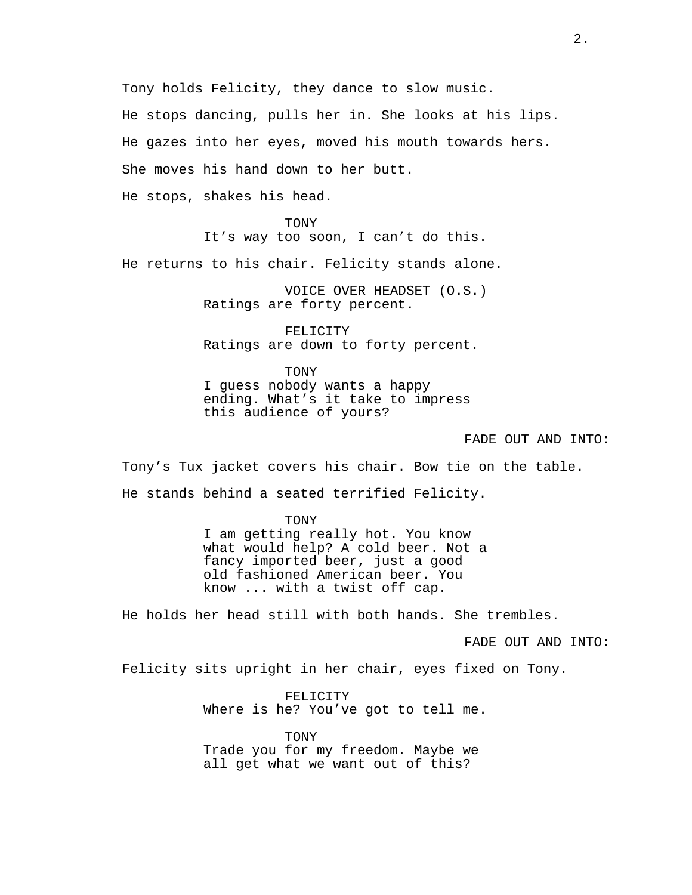Tony holds Felicity, they dance to slow music.

He stops dancing, pulls her in. She looks at his lips.

He gazes into her eyes, moved his mouth towards hers.

She moves his hand down to her butt.

He stops, shakes his head.

TONY
It's way too soon, I can't do this.

He returns to his chair. Felicity stands alone.

VOICE OVER HEADSET (O.S.)
Ratings are forty percent.

FELICITY
Ratings are down to forty percent.

TONY
I guess nobody wants a happy ending. What's it take to impress this audience of yours?

FADE OUT AND INTO:

Tony's Tux jacket covers his chair. Bow tie on the table.

He stands behind a seated terrified Felicity.

TONY
I am getting really hot. You know what would help? A cold beer. Not a fancy imported beer, just a good old fashioned American beer. You know ... with a twist off cap.

He holds her head still with both hands. She trembles.

FADE OUT AND INTO:

Felicity sits upright in her chair, eyes fixed on Tony.

FELICITY
Where is he? You've got to tell me.

TONY
Trade you for my freedom. Maybe we all get what we want out of this?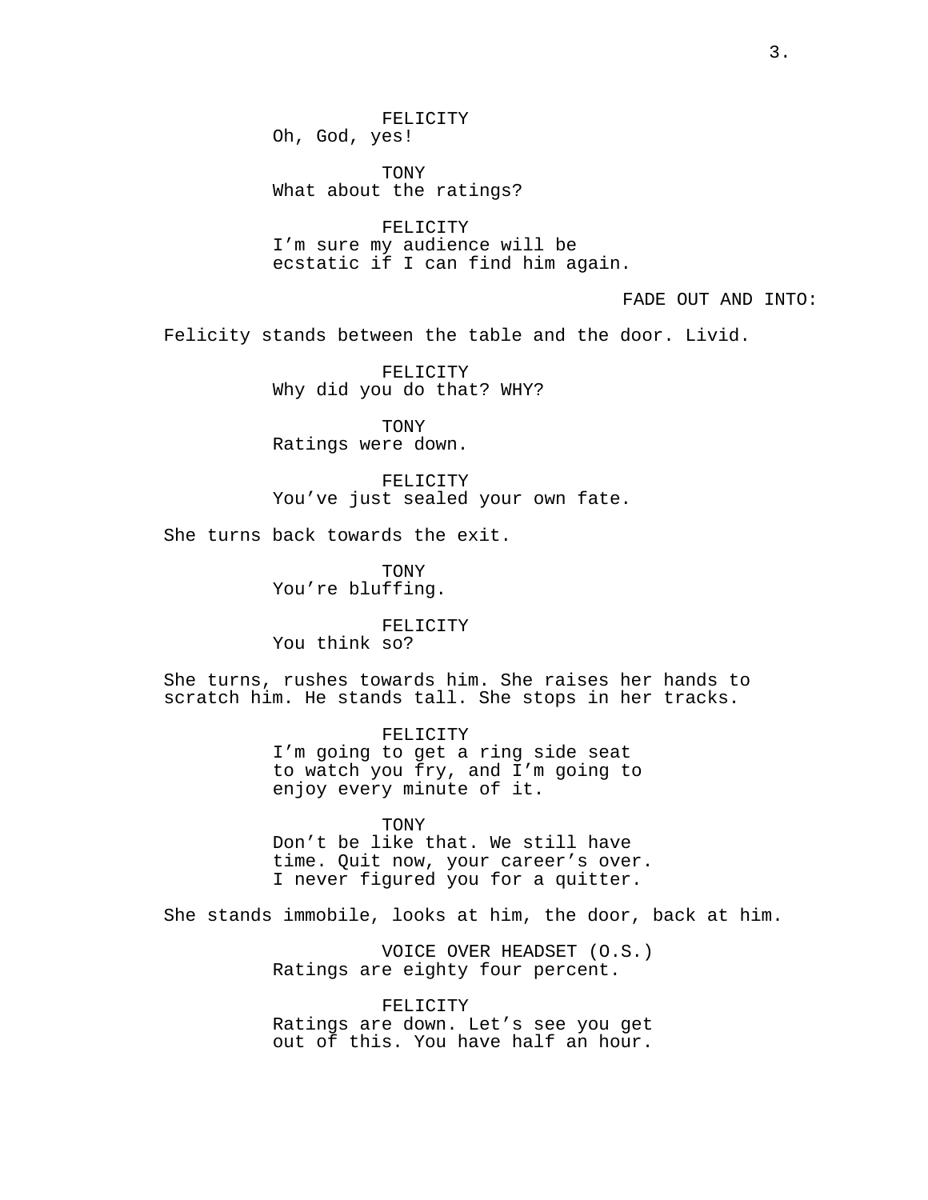FELICITY
Oh, God, yes!

TONY
What about the ratings?

FELICITY
I'm sure my audience will be ecstatic if I can find him again.

FADE OUT AND INTO:

Felicity stands between the table and the door. Livid.

FELICITY
Why did you do that? WHY?

TONY
Ratings were down.

FELICITY
You've just sealed your own fate.

She turns back towards the exit.

TONY
You're bluffing.

FELICITY
You think so?

She turns, rushes towards him. She raises her hands to scratch him. He stands tall. She stops in her tracks.

FELICITY
I'm going to get a ring side seat to watch you fry, and I'm going to enjoy every minute of it.

TONY
Don't be like that. We still have time. Quit now, your career's over. I never figured you for a quitter.

She stands immobile, looks at him, the door, back at him.

VOICE OVER HEADSET (O.S.)
Ratings are eighty four percent.

FELICITY
Ratings are down. Let's see you get out of this. You have half an hour.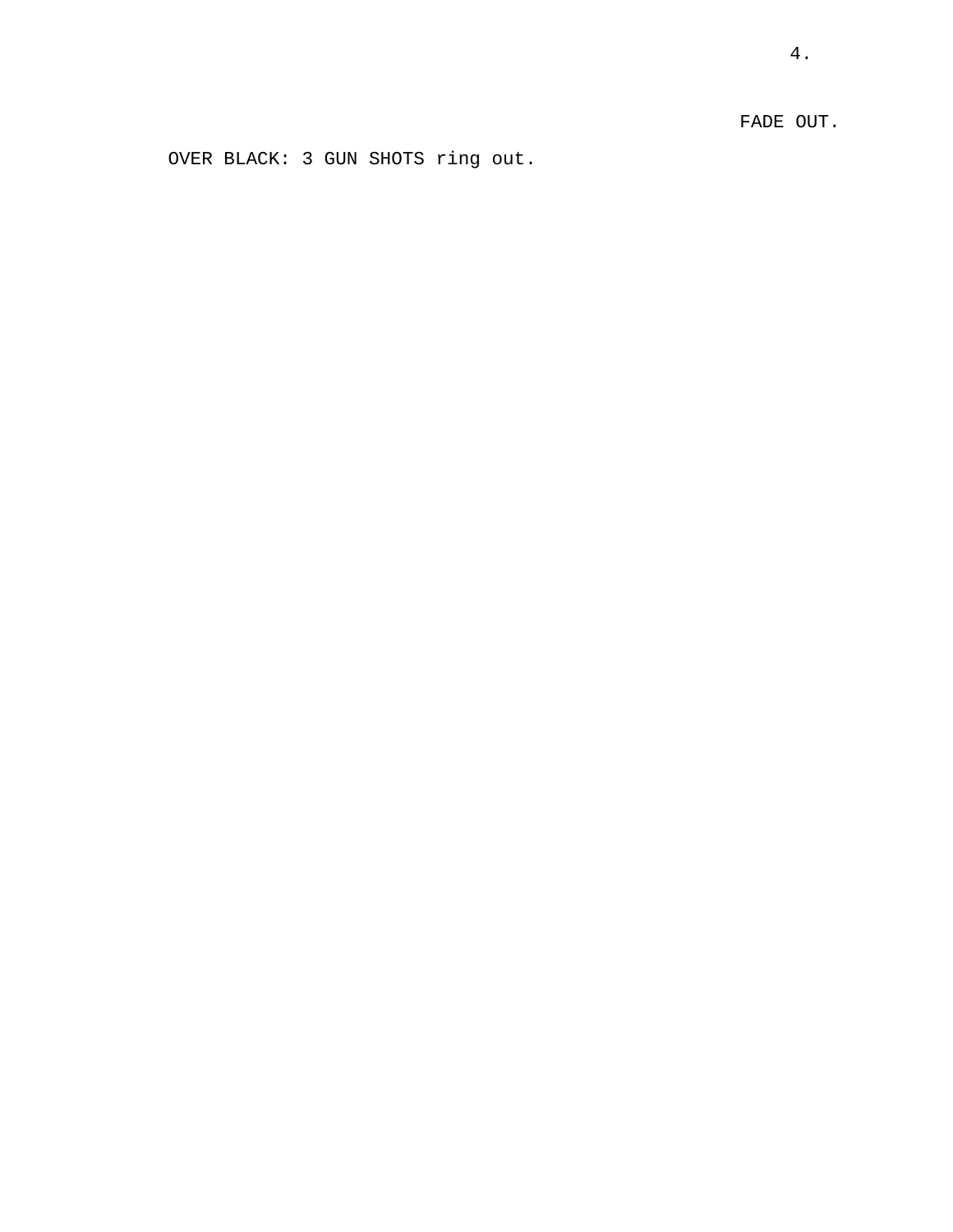FADE OUT.

OVER BLACK: 3 GUN SHOTS ring out.